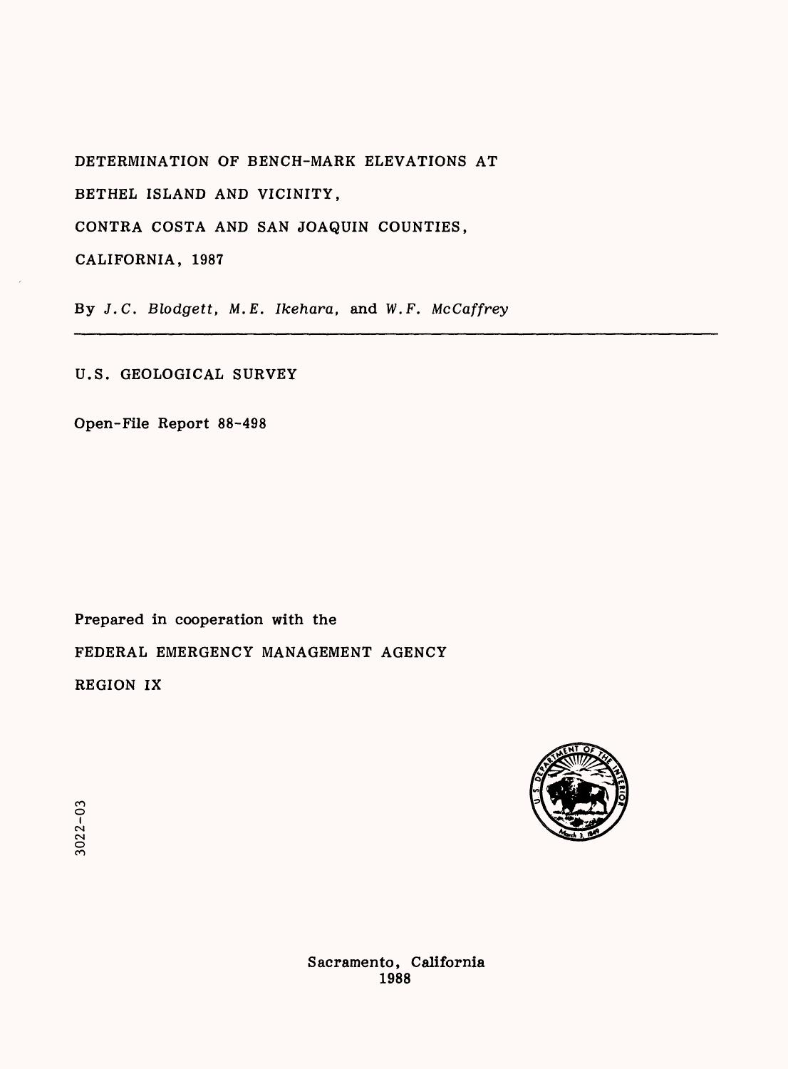# DETERMINATION OF BENCH-MARK ELEVATIONS AT BETHEL ISLAND AND VICINITY, CONTRA COSTA AND SAN JOAQUIN COUNTIES, CALIFORNIA, 1987

By *J.C. Blodgett*, *M.E. Ikehara*, and *W.F. McCaffrey*

---

U.S. GEOLOGICAL SURVEY

Open-File Report 88-498

Prepared in cooperation with the

FEDERAL EMERGENCY MANAGEMENT AGENCY

REGION IX

3022-03

Sacramento, California
1988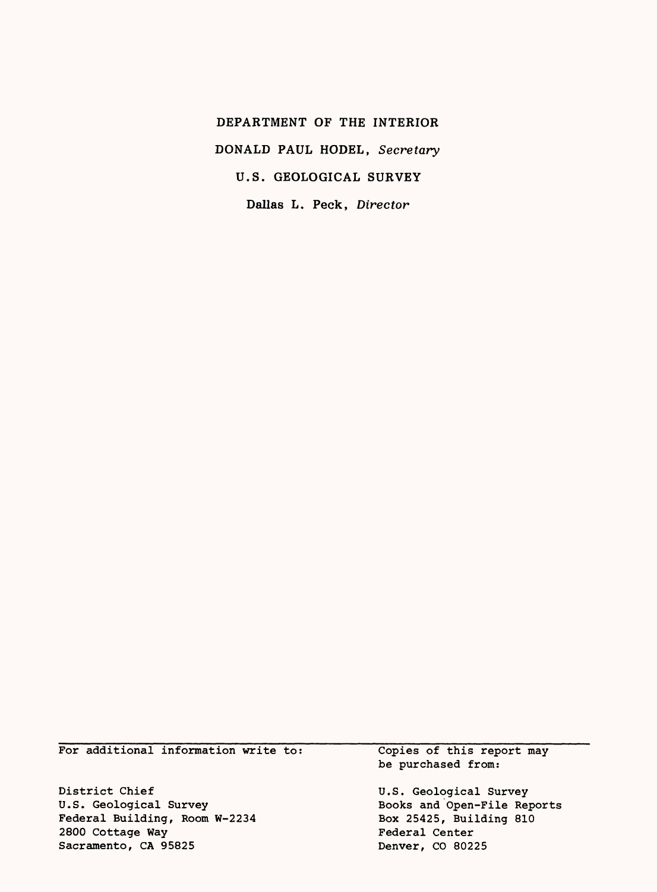DEPARTMENT OF THE INTERIOR

DONALD PAUL HODEL, *Secretary*

U.S. GEOLOGICAL SURVEY

Dallas L. Peck, *Director*

| For additional information write to: | Copies of this report may be purchased from: |
|---|---|
| District Chief<br>U.S. Geological Survey<br>Federal Building, Room W-2234<br>2800 Cottage Way<br>Sacramento, CA 95825 | U.S. Geological Survey<br>Books and Open-File Reports<br>Box 25425, Building 810<br>Federal Center<br>Denver, CO 80225 |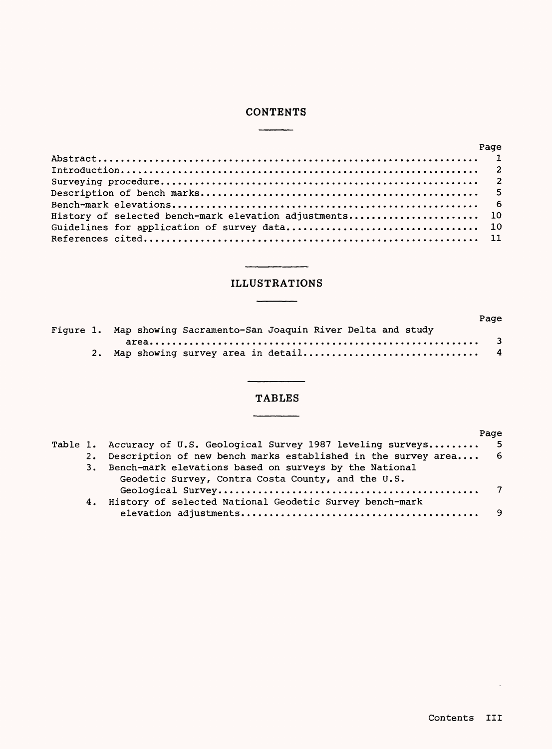# CONTENTS

| | Page |
|---|---|
| Abstract | 1 |
| Introduction | 2 |
| Surveying procedure | 2 |
| Description of bench marks | 5 |
| Bench-mark elevations | 6 |
| History of selected bench-mark elevation adjustments | 10 |
| Guidelines for application of survey data | 10 |
| References cited | 11 |

# ILLUSTRATIONS

| | | Page |
|---|---|---|
| Figure 1. | Map showing Sacramento-San Joaquin River Delta and study area | 3 |
| 2. | Map showing survey area in detail | 4 |

# TABLES

| | | Page |
|---|---|---|
| Table 1. | Accuracy of U.S. Geological Survey 1987 leveling surveys | 5 |
| 2. | Description of new bench marks established in the survey area | 6 |
| 3. | Bench-mark elevations based on surveys by the National Geodetic Survey, Contra Costa County, and the U.S. Geological Survey | 7 |
| 4. | History of selected National Geodetic Survey bench-mark elevation adjustments | 9 |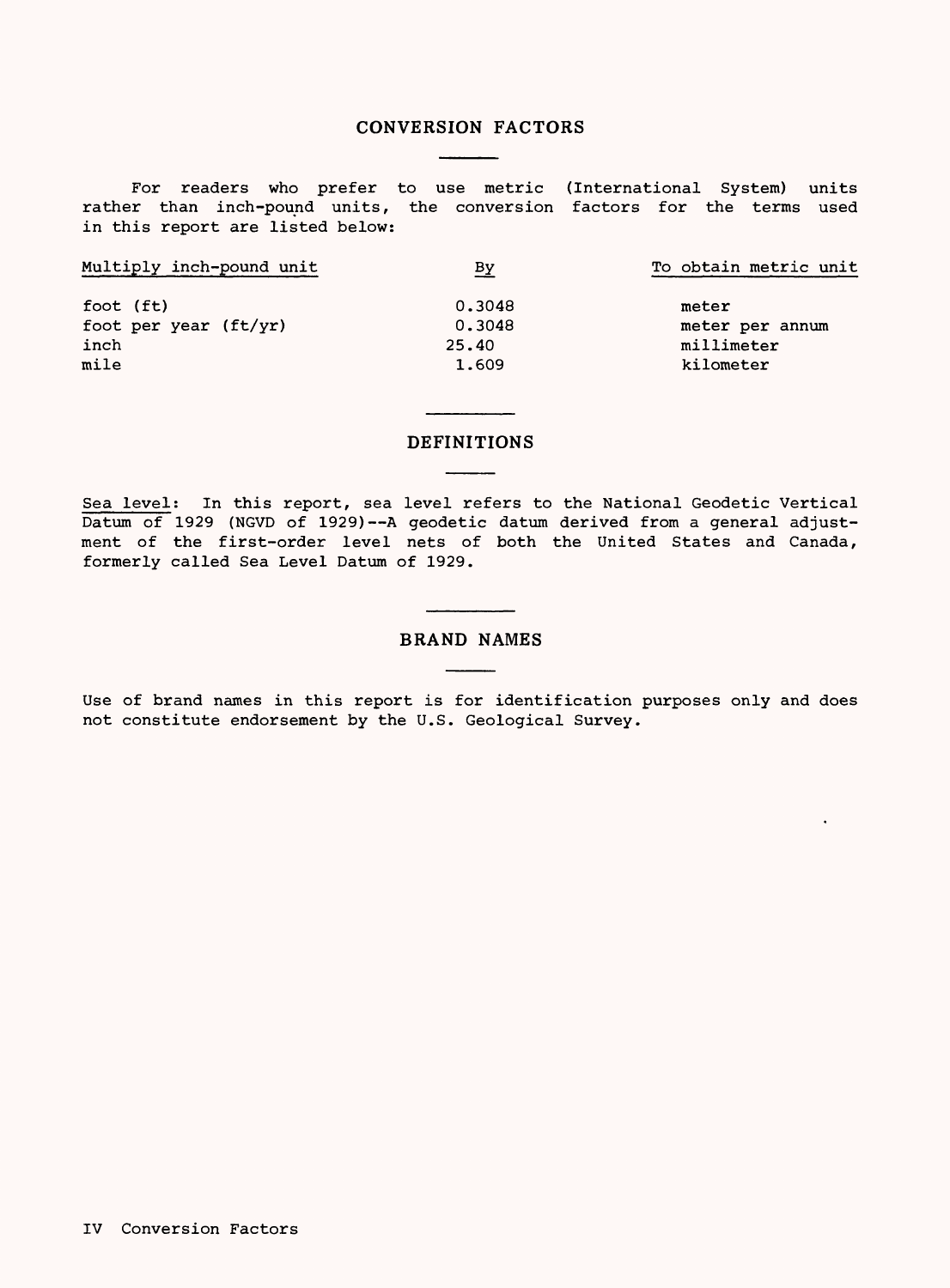## CONVERSION FACTORS

For readers who prefer to use metric (International System) units rather than inch-pound units, the conversion factors for the terms used in this report are listed below:

| Multiply inch-pound unit | By | To obtain metric unit |
|---|---|---|
| foot (ft) | 0.3048 | meter |
| foot per year (ft/yr) | 0.3048 | meter per annum |
| inch | 25.40 | millimeter |
| mile | 1.609 | kilometer |

## DEFINITIONS

Sea level: In this report, sea level refers to the National Geodetic Vertical Datum of 1929 (NGVD of 1929)--A geodetic datum derived from a general adjustment of the first-order level nets of both the United States and Canada, formerly called Sea Level Datum of 1929.

## BRAND NAMES

Use of brand names in this report is for identification purposes only and does not constitute endorsement by the U.S. Geological Survey.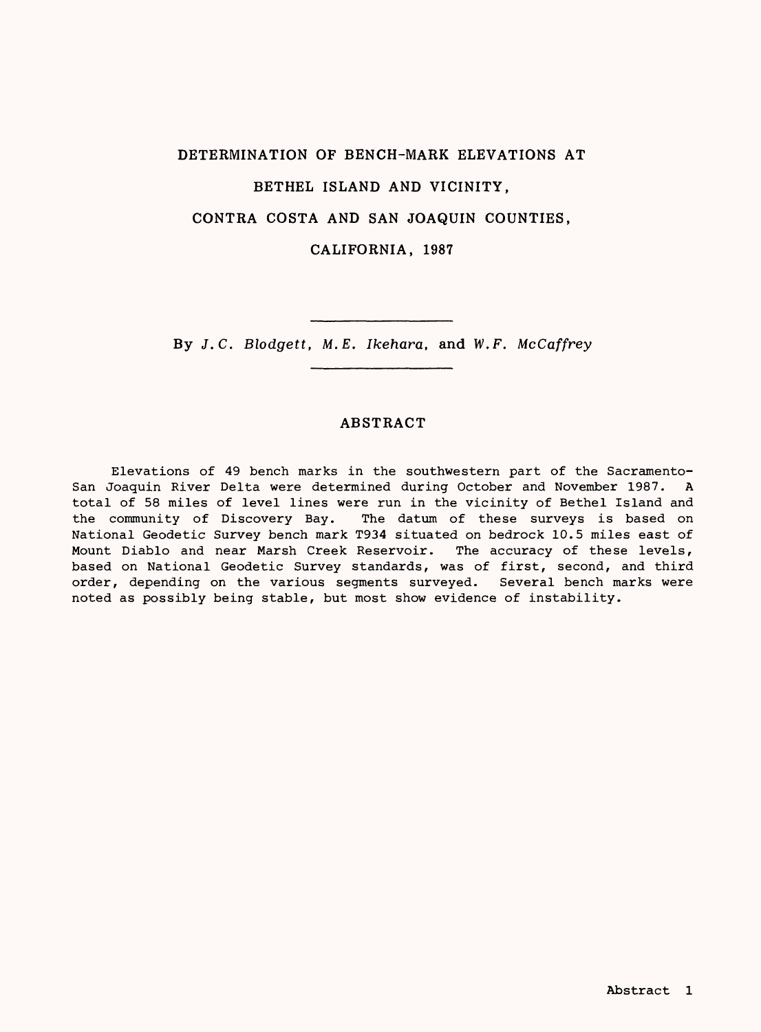# DETERMINATION OF BENCH-MARK ELEVATIONS AT BETHEL ISLAND AND VICINITY, CONTRA COSTA AND SAN JOAQUIN COUNTIES, CALIFORNIA, 1987

By *J.C. Blodgett, M.E. Ikehara,* and *W.F. McCaffrey*

## ABSTRACT

Elevations of 49 bench marks in the southwestern part of the Sacramento-San Joaquin River Delta were determined during October and November 1987. A total of 58 miles of level lines were run in the vicinity of Bethel Island and the community of Discovery Bay. The datum of these surveys is based on National Geodetic Survey bench mark T934 situated on bedrock 10.5 miles east of Mount Diablo and near Marsh Creek Reservoir. The accuracy of these levels, based on National Geodetic Survey standards, was of first, second, and third order, depending on the various segments surveyed. Several bench marks were noted as possibly being stable, but most show evidence of instability.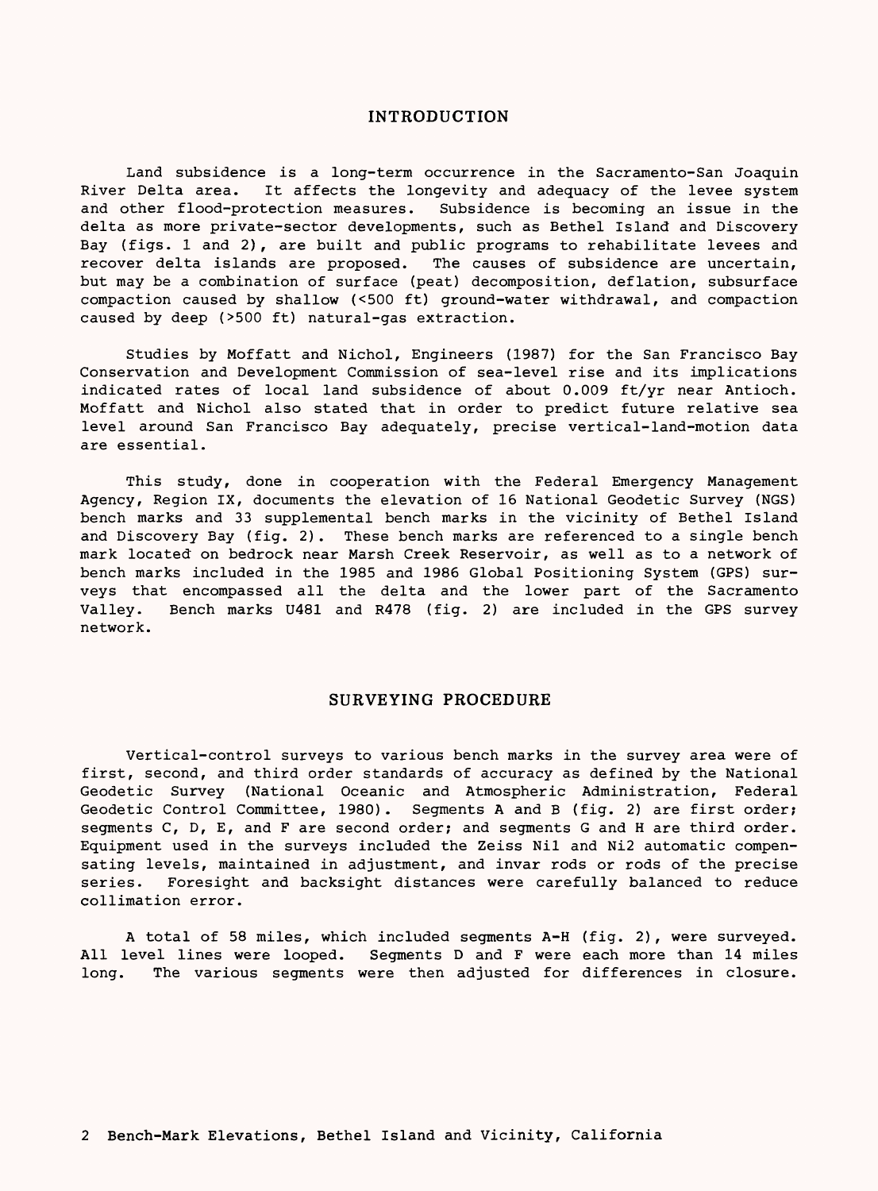## INTRODUCTION

Land subsidence is a long-term occurrence in the Sacramento-San Joaquin River Delta area. It affects the longevity and adequacy of the levee system and other flood-protection measures. Subsidence is becoming an issue in the delta as more private-sector developments, such as Bethel Island and Discovery Bay (figs. 1 and 2), are built and public programs to rehabilitate levees and recover delta islands are proposed. The causes of subsidence are uncertain, but may be a combination of surface (peat) decomposition, deflation, subsurface compaction caused by shallow (<500 ft) ground-water withdrawal, and compaction caused by deep (>500 ft) natural-gas extraction.

Studies by Moffatt and Nichol, Engineers (1987) for the San Francisco Bay Conservation and Development Commission of sea-level rise and its implications indicated rates of local land subsidence of about 0.009 ft/yr near Antioch. Moffatt and Nichol also stated that in order to predict future relative sea level around San Francisco Bay adequately, precise vertical-land-motion data are essential.

This study, done in cooperation with the Federal Emergency Management Agency, Region IX, documents the elevation of 16 National Geodetic Survey (NGS) bench marks and 33 supplemental bench marks in the vicinity of Bethel Island and Discovery Bay (fig. 2). These bench marks are referenced to a single bench mark located on bedrock near Marsh Creek Reservoir, as well as to a network of bench marks included in the 1985 and 1986 Global Positioning System (GPS) surveys that encompassed all the delta and the lower part of the Sacramento Valley. Bench marks U481 and R478 (fig. 2) are included in the GPS survey network.

## SURVEYING PROCEDURE

Vertical-control surveys to various bench marks in the survey area were of first, second, and third order standards of accuracy as defined by the National Geodetic Survey (National Oceanic and Atmospheric Administration, Federal Geodetic Control Committee, 1980). Segments A and B (fig. 2) are first order; segments C, D, E, and F are second order; and segments G and H are third order. Equipment used in the surveys included the Zeiss Ni1 and Ni2 automatic compensating levels, maintained in adjustment, and invar rods or rods of the precise series. Foresight and backsight distances were carefully balanced to reduce collimation error.

A total of 58 miles, which included segments A-H (fig. 2), were surveyed. All level lines were looped. Segments D and F were each more than 14 miles long. The various segments were then adjusted for differences in closure.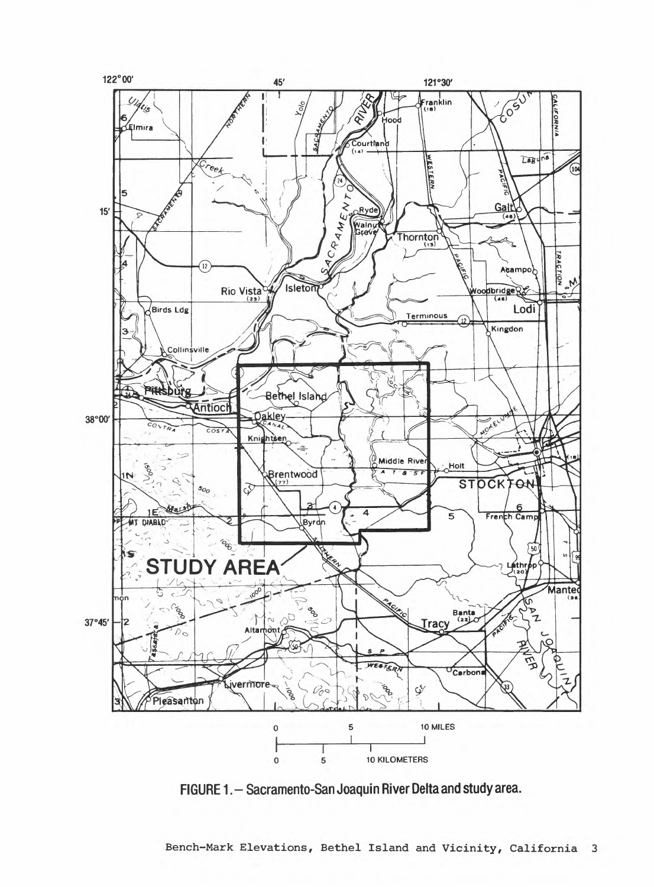FIGURE 1.— Sacramento-San Joaquin River Delta and study area.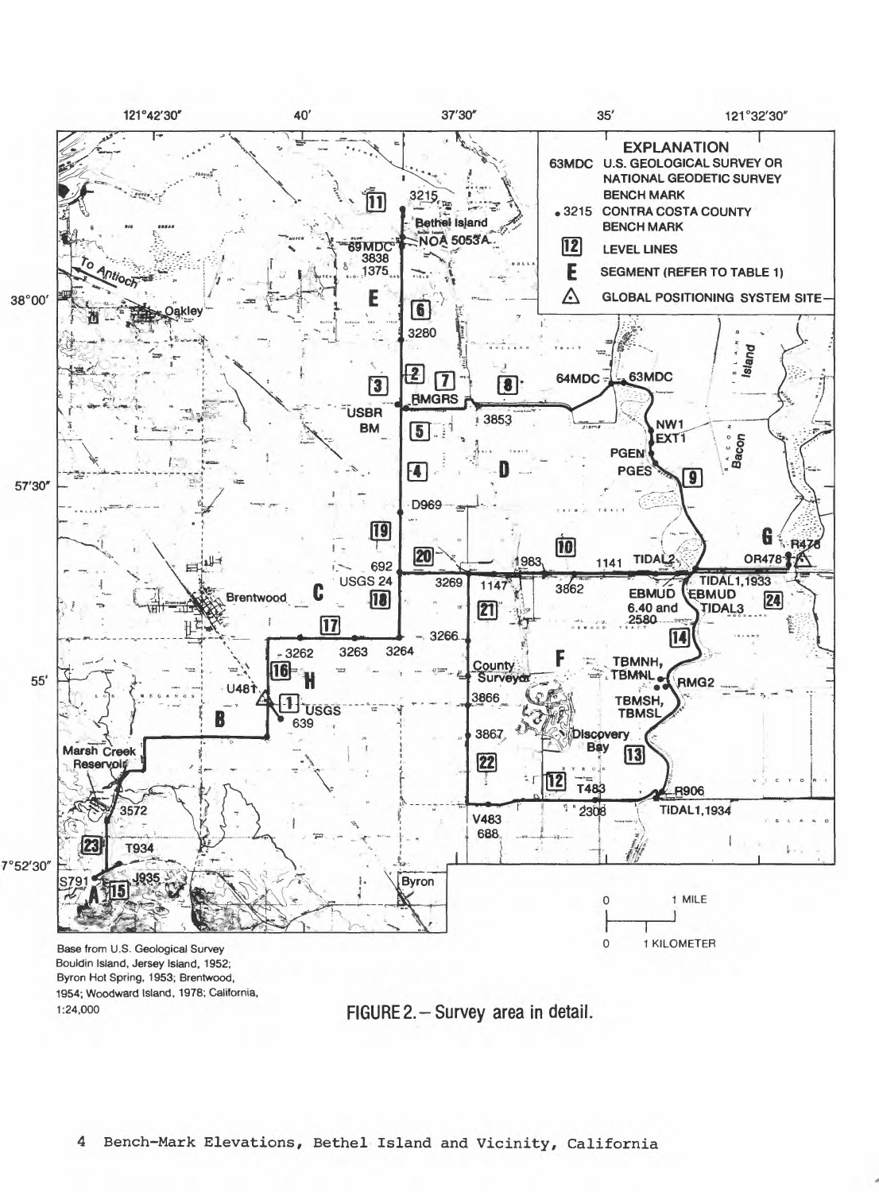Base from U.S. Geological Survey Bouldin Island, Jersey Island, 1952; Byron Hot Spring, 1953; Brentwood, 1954; Woodward Island, 1978; California, 1:24,000

**FIGURE 2.—Survey area in detail.**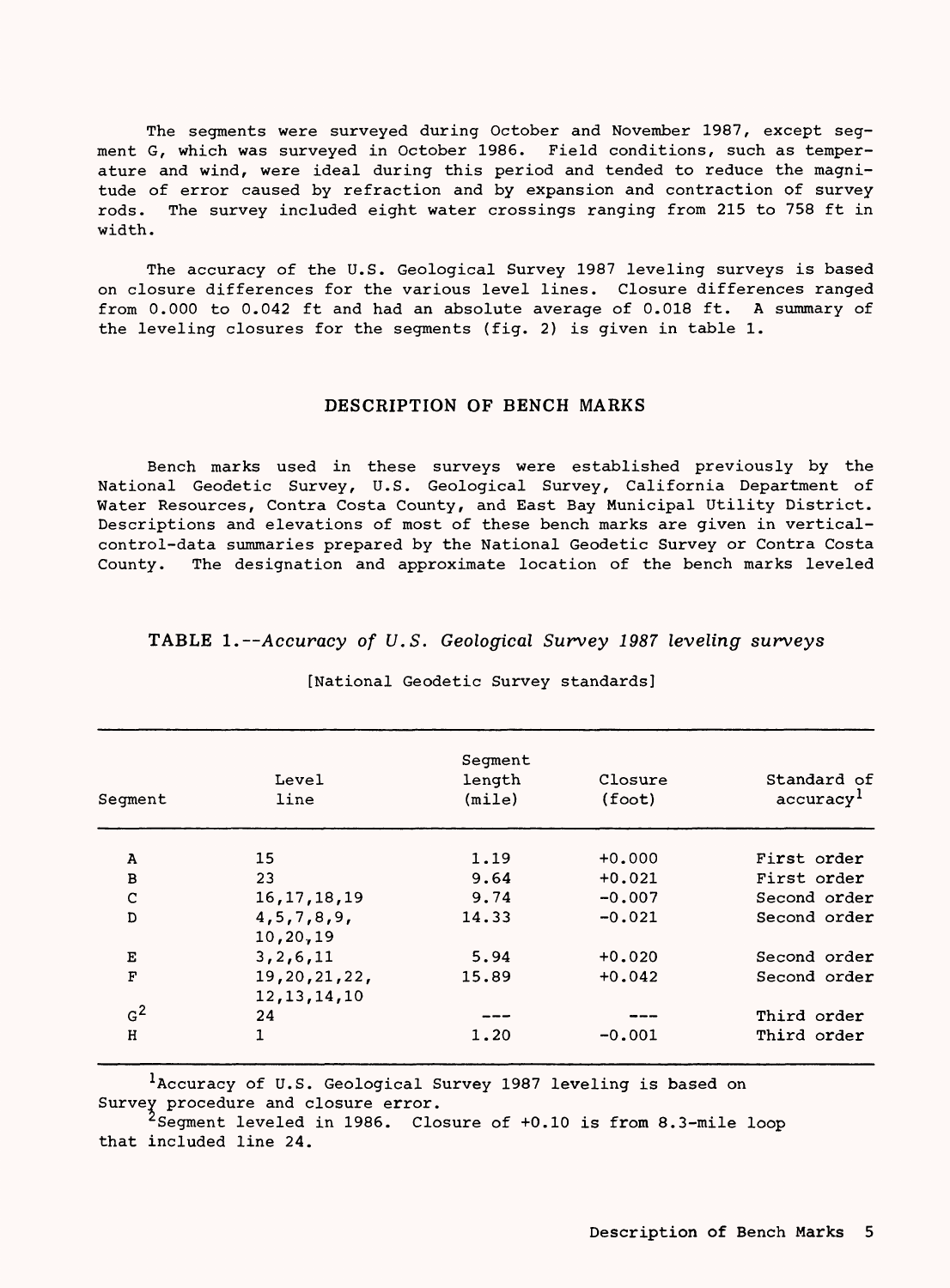The segments were surveyed during October and November 1987, except segment G, which was surveyed in October 1986. Field conditions, such as temperature and wind, were ideal during this period and tended to reduce the magnitude of error caused by refraction and by expansion and contraction of survey rods. The survey included eight water crossings ranging from 215 to 758 ft in width.

The accuracy of the U.S. Geological Survey 1987 leveling surveys is based on closure differences for the various level lines. Closure differences ranged from 0.000 to 0.042 ft and had an absolute average of 0.018 ft. A summary of the leveling closures for the segments (fig. 2) is given in table 1.

## DESCRIPTION OF BENCH MARKS

Bench marks used in these surveys were established previously by the National Geodetic Survey, U.S. Geological Survey, California Department of Water Resources, Contra Costa County, and East Bay Municipal Utility District. Descriptions and elevations of most of these bench marks are given in vertical-control-data summaries prepared by the National Geodetic Survey or Contra Costa County. The designation and approximate location of the bench marks leveled

**TABLE 1.**--*Accuracy of U.S. Geological Survey 1987 leveling surveys*

[National Geodetic Survey standards]

| Segment | Level line | Segment length (mile) | Closure (foot) | Standard of accuracy[1] |
|---|---|---|---|---|
| A | 15 | 1.19 | +0.000 | First order |
| B | 23 | 9.64 | +0.021 | First order |
| C | 16,17,18,19 | 9.74 | -0.007 | Second order |
| D | 4,5,7,8,9, 10,20,19 | 14.33 | -0.021 | Second order |
| E | 3,2,6,11 | 5.94 | +0.020 | Second order |
| F | 19,20,21,22, 12,13,14,10 | 15.89 | +0.042 | Second order |
| G[2] | 24 | --- | --- | Third order |
| H | 1 | 1.20 | -0.001 | Third order |

[1]Accuracy of U.S. Geological Survey 1987 leveling is based on Survey procedure and closure error.

[2]Segment leveled in 1986. Closure of +0.10 is from 8.3-mile loop that included line 24.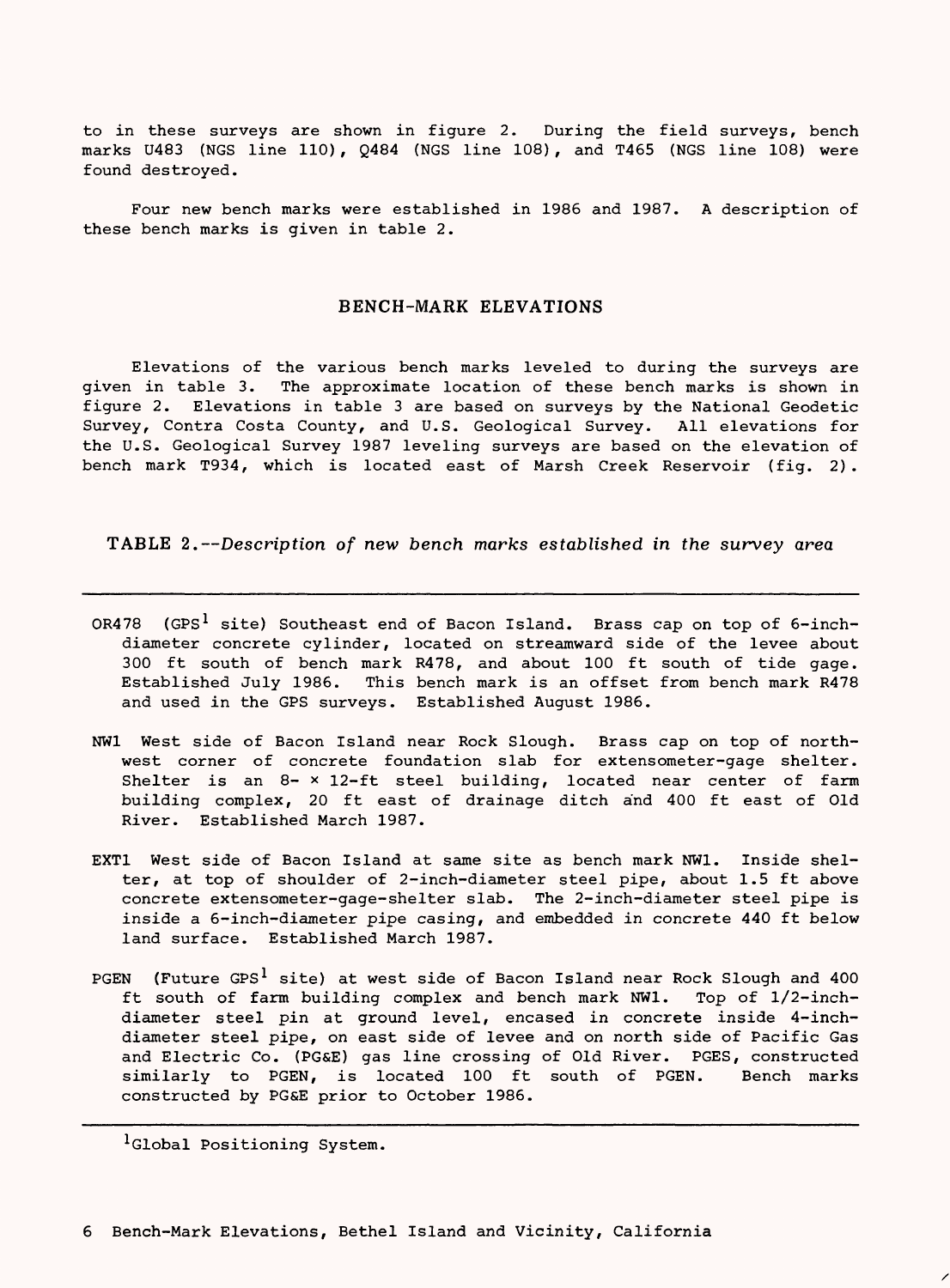to in these surveys are shown in figure 2. During the field surveys, bench marks U483 (NGS line 110), Q484 (NGS line 108), and T465 (NGS line 108) were found destroyed.

Four new bench marks were established in 1986 and 1987. A description of these bench marks is given in table 2.

## BENCH-MARK ELEVATIONS

Elevations of the various bench marks leveled to during the surveys are given in table 3. The approximate location of these bench marks is shown in figure 2. Elevations in table 3 are based on surveys by the National Geodetic Survey, Contra Costa County, and U.S. Geological Survey. All elevations for the U.S. Geological Survey 1987 leveling surveys are based on the elevation of bench mark T934, which is located east of Marsh Creek Reservoir (fig. 2).

**TABLE 2.**--*Description of new bench marks established in the survey area*

---

OR478 (GPS[1] site) Southeast end of Bacon Island. Brass cap on top of 6-inch-diameter concrete cylinder, located on streamward side of the levee about 300 ft south of bench mark R478, and about 100 ft south of tide gage. Established July 1986. This bench mark is an offset from bench mark R478 and used in the GPS surveys. Established August 1986.

NW1 West side of Bacon Island near Rock Slough. Brass cap on top of northwest corner of concrete foundation slab for extensometer-gage shelter. Shelter is an 8- × 12-ft steel building, located near center of farm building complex, 20 ft east of drainage ditch and 400 ft east of Old River. Established March 1987.

EXT1 West side of Bacon Island at same site as bench mark NW1. Inside shelter, at top of shoulder of 2-inch-diameter steel pipe, about 1.5 ft above concrete extensometer-gage-shelter slab. The 2-inch-diameter steel pipe is inside a 6-inch-diameter pipe casing, and embedded in concrete 440 ft below land surface. Established March 1987.

PGEN (Future GPS[1] site) at west side of Bacon Island near Rock Slough and 400 ft south of farm building complex and bench mark NW1. Top of 1/2-inch-diameter steel pin at ground level, encased in concrete inside 4-inch-diameter steel pipe, on east side of levee and on north side of Pacific Gas and Electric Co. (PG&E) gas line crossing of Old River. PGES, constructed similarly to PGEN, is located 100 ft south of PGEN. Bench marks constructed by PG&E prior to October 1986.

---

[1]Global Positioning System.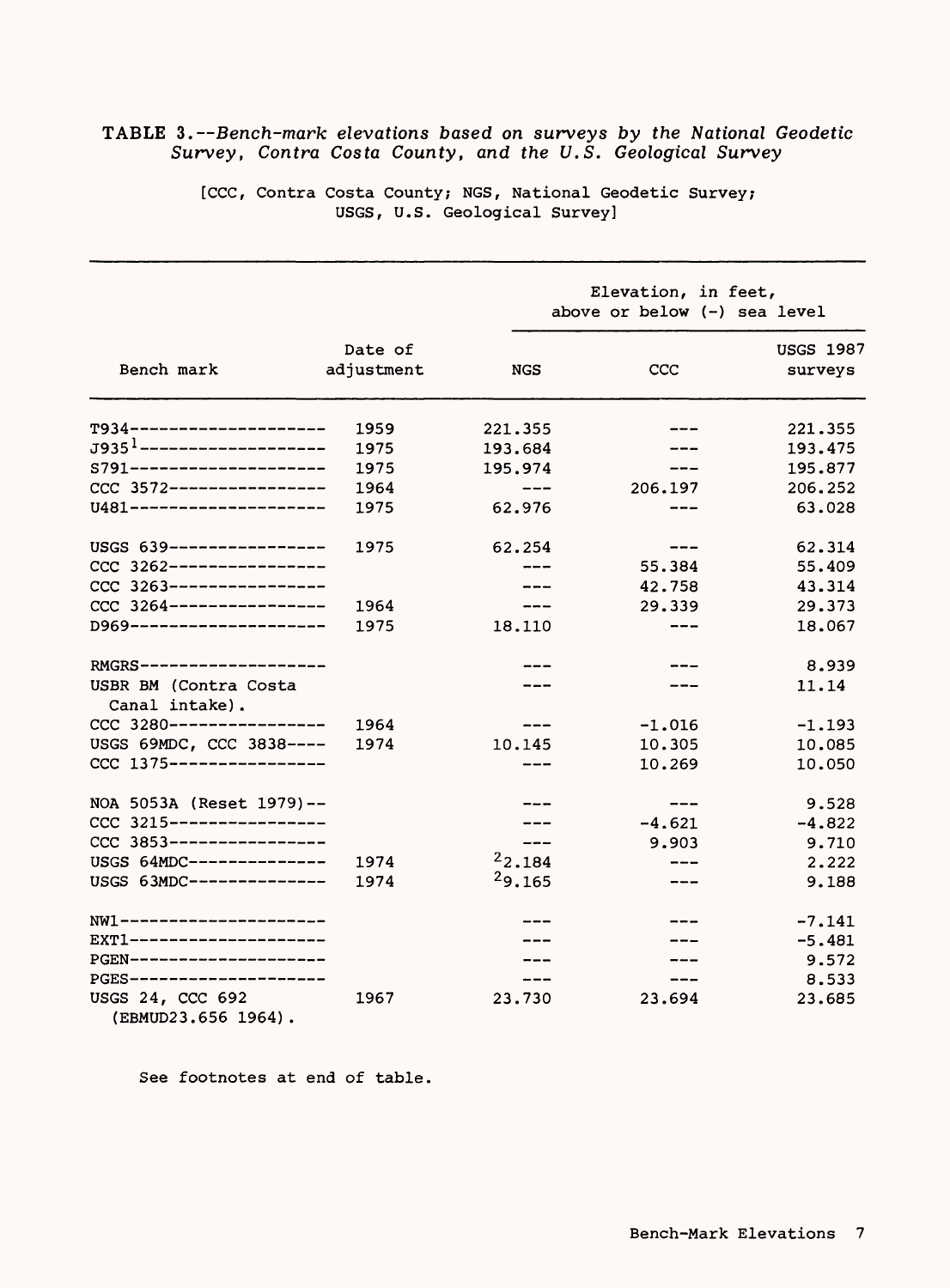TABLE 3.--*Bench-mark elevations based on surveys by the National Geodetic Survey, Contra Costa County, and the U.S. Geological Survey*

[CCC, Contra Costa County; NGS, National Geodetic Survey; USGS, U.S. Geological Survey]

| Bench mark | Date of adjustment | Elevation, in feet, above or below (-) sea level | | |
|---|---|---|---|---|
| | | NGS | CCC | USGS 1987 surveys |
| T934 | 1959 | 221.355 | --- | 221.355 |
| J935[1] | 1975 | 193.684 | --- | 193.475 |
| S791 | 1975 | 195.974 | --- | 195.877 |
| CCC 3572 | 1964 | --- | 206.197 | 206.252 |
| U481 | 1975 | 62.976 | --- | 63.028 |
| USGS 639 | 1975 | 62.254 | --- | 62.314 |
| CCC 3262 | | --- | 55.384 | 55.409 |
| CCC 3263 | | --- | 42.758 | 43.314 |
| CCC 3264 | 1964 | --- | 29.339 | 29.373 |
| D969 | 1975 | 18.110 | --- | 18.067 |
| RMGRS | | --- | --- | 8.939 |
| USBR BM (Contra Costa Canal intake). | | --- | --- | 11.14 |
| CCC 3280 | 1964 | --- | -1.016 | -1.193 |
| USGS 69MDC, CCC 3838 | 1974 | 10.145 | 10.305 | 10.085 |
| CCC 1375 | | --- | 10.269 | 10.050 |
| NOA 5053A (Reset 1979) | | --- | --- | 9.528 |
| CCC 3215 | | --- | -4.621 | -4.822 |
| CCC 3853 | | --- | 9.903 | 9.710 |
| USGS 64MDC | 1974 | [2]2.184 | --- | 2.222 |
| USGS 63MDC | 1974 | [2]9.165 | --- | 9.188 |
| NW1 | | --- | --- | -7.141 |
| EXT1 | | --- | --- | -5.481 |
| PGEN | | --- | --- | 9.572 |
| PGES | | --- | --- | 8.533 |
| USGS 24, CCC 692 (EBMUD23.656 1964). | 1967 | 23.730 | 23.694 | 23.685 |

See footnotes at end of table.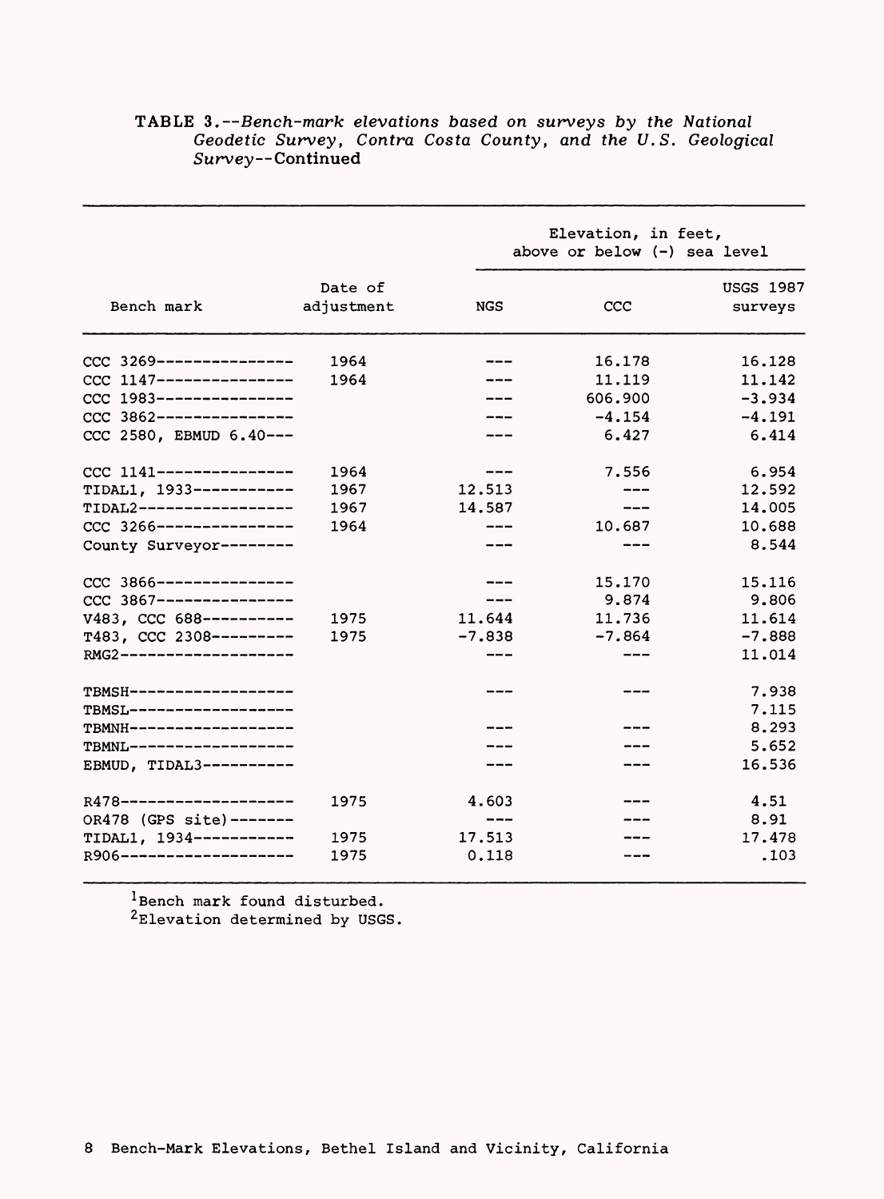TABLE 3.--*Bench-mark elevations based on surveys by the National Geodetic Survey, Contra Costa County, and the U.S. Geological Survey*--Continued

| Bench mark | Date of adjustment | Elevation, in feet, above or below (-) sea level | | |
|---|---|---|---|---|
| | | NGS | CCC | USGS 1987 surveys |
| CCC 3269 | 1964 | --- | 16.178 | 16.128 |
| CCC 1147 | 1964 | --- | 11.119 | 11.142 |
| CCC 1983 | | --- | 606.900 | -3.934 |
| CCC 3862 | | --- | -4.154 | -4.191 |
| CCC 2580, EBMUD 6.40 | | --- | 6.427 | 6.414 |
| CCC 1141 | 1964 | --- | 7.556 | 6.954 |
| TIDAL1, 1933 | 1967 | 12.513 | --- | 12.592 |
| TIDAL2 | 1967 | 14.587 | --- | 14.005 |
| CCC 3266 | 1964 | --- | 10.687 | 10.688 |
| County Surveyor | | --- | --- | 8.544 |
| CCC 3866 | | --- | 15.170 | 15.116 |
| CCC 3867 | | --- | 9.874 | 9.806 |
| V483, CCC 688 | 1975 | 11.644 | 11.736 | 11.614 |
| T483, CCC 2308 | 1975 | -7.838 | -7.864 | -7.888 |
| RMG2 | | --- | --- | 11.014 |
| TBMSH | | --- | --- | 7.938 |
| TBMSL | | | | 7.115 |
| TBMNH | | --- | --- | 8.293 |
| TBMNL | | --- | --- | 5.652 |
| EBMUD, TIDAL3 | | --- | --- | 16.536 |
| R478 | 1975 | 4.603 | --- | 4.51 |
| OR478 (GPS site) | | --- | --- | 8.91 |
| TIDAL1, 1934 | 1975 | 17.513 | --- | 17.478 |
| R906 | 1975 | 0.118 | --- | .103 |

[1]Bench mark found disturbed.
[2]Elevation determined by USGS.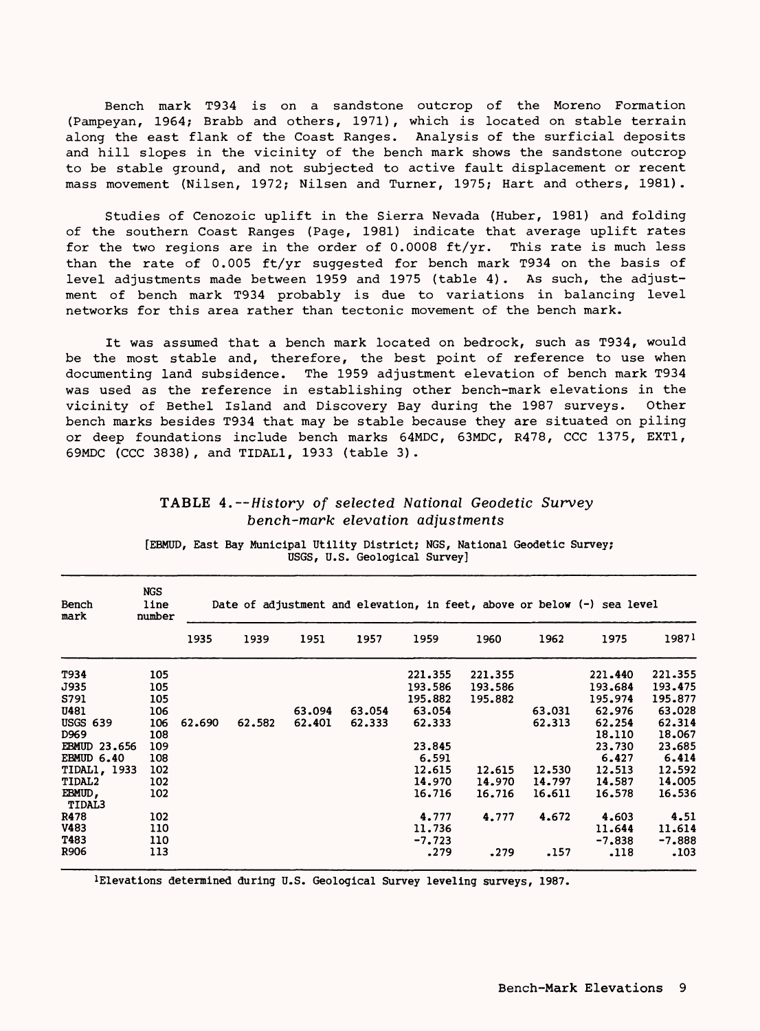Bench mark T934 is on a sandstone outcrop of the Moreno Formation (Pampeyan, 1964; Brabb and others, 1971), which is located on stable terrain along the east flank of the Coast Ranges. Analysis of the surficial deposits and hill slopes in the vicinity of the bench mark shows the sandstone outcrop to be stable ground, and not subjected to active fault displacement or recent mass movement (Nilsen, 1972; Nilsen and Turner, 1975; Hart and others, 1981).

Studies of Cenozoic uplift in the Sierra Nevada (Huber, 1981) and folding of the southern Coast Ranges (Page, 1981) indicate that average uplift rates for the two regions are in the order of 0.0008 ft/yr. This rate is much less than the rate of 0.005 ft/yr suggested for bench mark T934 on the basis of level adjustments made between 1959 and 1975 (table 4). As such, the adjustment of bench mark T934 probably is due to variations in balancing level networks for this area rather than tectonic movement of the bench mark.

It was assumed that a bench mark located on bedrock, such as T934, would be the most stable and, therefore, the best point of reference to use when documenting land subsidence. The 1959 adjustment elevation of bench mark T934 was used as the reference in establishing other bench-mark elevations in the vicinity of Bethel Island and Discovery Bay during the 1987 surveys. Other bench marks besides T934 that may be stable because they are situated on piling or deep foundations include bench marks 64MDC, 63MDC, R478, CCC 1375, EXT1, 69MDC (CCC 3838), and TIDAL1, 1933 (table 3).

## TABLE 4.--*History of selected National Geodetic Survey bench-mark elevation adjustments*

[EBMUD, East Bay Municipal Utility District; NGS, National Geodetic Survey; USGS, U.S. Geological Survey]

| Bench mark | NGS line number | Date of adjustment and elevation, in feet, above or below (-) sea level | | | | | | | | |
|---|---|---|---|---|---|---|---|---|---|---|
| | | 1935 | 1939 | 1951 | 1957 | 1959 | 1960 | 1962 | 1975 | 1987[1] |
| T934 | 105 | | | | | 221.355 | 221.355 | | 221.440 | 221.355 |
| J935 | 105 | | | | | 193.586 | 193.586 | | 193.684 | 193.475 |
| S791 | 105 | | | | | 195.882 | 195.882 | | 195.974 | 195.877 |
| U481 | 106 | | | 63.094 | 63.054 | 63.054 | | 63.031 | 62.976 | 63.028 |
| USGS 639 | 106 | 62.690 | 62.582 | 62.401 | 62.333 | 62.333 | | 62.313 | 62.254 | 62.314 |
| D969 | 108 | | | | | | | | 18.110 | 18.067 |
| EBMUD 23.656 | 109 | | | | | 23.845 | | | 23.730 | 23.685 |
| EBMUD 6.40 | 108 | | | | | 6.591 | | | 6.427 | 6.414 |
| TIDAL1, 1933 | 102 | | | | | 12.615 | 12.615 | 12.530 | 12.513 | 12.592 |
| TIDAL2 | 102 | | | | | 14.970 | 14.970 | 14.797 | 14.587 | 14.005 |
| EBMUD, TIDAL3 | 102 | | | | | 16.716 | 16.716 | 16.611 | 16.578 | 16.536 |
| R478 | 102 | | | | | 4.777 | 4.777 | 4.672 | 4.603 | 4.51 |
| V483 | 110 | | | | | 11.736 | | | 11.644 | 11.614 |
| T483 | 110 | | | | | -7.723 | | | -7.838 | -7.888 |
| R906 | 113 | | | | | .279 | .279 | .157 | .118 | .103 |

[1]Elevations determined during U.S. Geological Survey leveling surveys, 1987.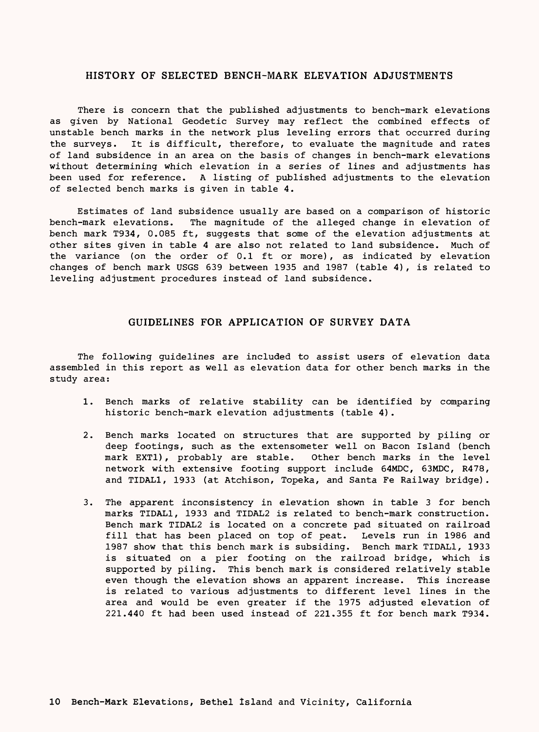## HISTORY OF SELECTED BENCH-MARK ELEVATION ADJUSTMENTS

There is concern that the published adjustments to bench-mark elevations as given by National Geodetic Survey may reflect the combined effects of unstable bench marks in the network plus leveling errors that occurred during the surveys. It is difficult, therefore, to evaluate the magnitude and rates of land subsidence in an area on the basis of changes in bench-mark elevations without determining which elevation in a series of lines and adjustments has been used for reference. A listing of published adjustments to the elevation of selected bench marks is given in table 4.

Estimates of land subsidence usually are based on a comparison of historic bench-mark elevations. The magnitude of the alleged change in elevation of bench mark T934, 0.085 ft, suggests that some of the elevation adjustments at other sites given in table 4 are also not related to land subsidence. Much of the variance (on the order of 0.1 ft or more), as indicated by elevation changes of bench mark USGS 639 between 1935 and 1987 (table 4), is related to leveling adjustment procedures instead of land subsidence.

## GUIDELINES FOR APPLICATION OF SURVEY DATA

The following guidelines are included to assist users of elevation data assembled in this report as well as elevation data for other bench marks in the study area:

1. Bench marks of relative stability can be identified by comparing historic bench-mark elevation adjustments (table 4).

2. Bench marks located on structures that are supported by piling or deep footings, such as the extensometer well on Bacon Island (bench mark EXT1), probably are stable. Other bench marks in the level network with extensive footing support include 64MDC, 63MDC, R478, and TIDAL1, 1933 (at Atchison, Topeka, and Santa Fe Railway bridge).

3. The apparent inconsistency in elevation shown in table 3 for bench marks TIDAL1, 1933 and TIDAL2 is related to bench-mark construction. Bench mark TIDAL2 is located on a concrete pad situated on railroad fill that has been placed on top of peat. Levels run in 1986 and 1987 show that this bench mark is subsiding. Bench mark TIDAL1, 1933 is situated on a pier footing on the railroad bridge, which is supported by piling. This bench mark is considered relatively stable even though the elevation shows an apparent increase. This increase is related to various adjustments to different level lines in the area and would be even greater if the 1975 adjusted elevation of 221.440 ft had been used instead of 221.355 ft for bench mark T934.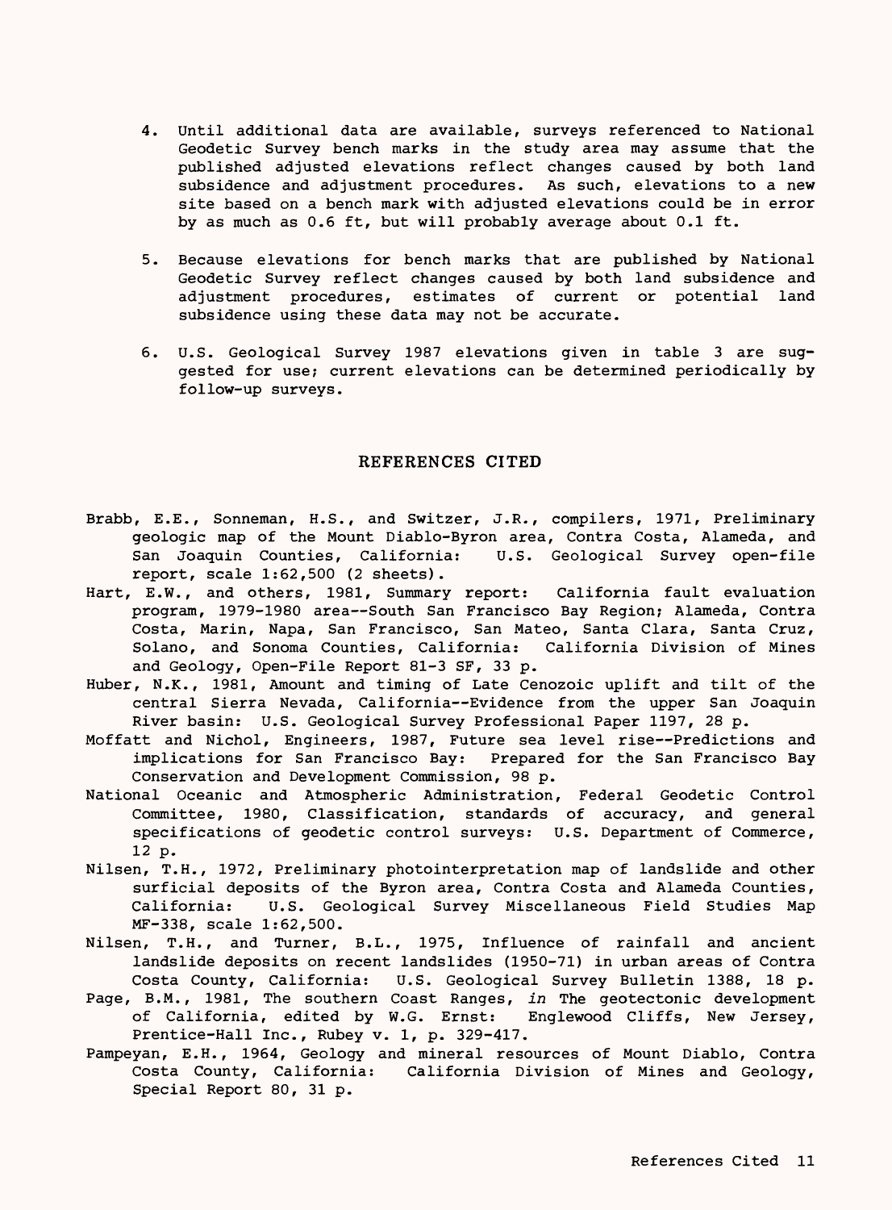4. Until additional data are available, surveys referenced to National Geodetic Survey bench marks in the study area may assume that the published adjusted elevations reflect changes caused by both land subsidence and adjustment procedures. As such, elevations to a new site based on a bench mark with adjusted elevations could be in error by as much as 0.6 ft, but will probably average about 0.1 ft.

5. Because elevations for bench marks that are published by National Geodetic Survey reflect changes caused by both land subsidence and adjustment procedures, estimates of current or potential land subsidence using these data may not be accurate.

6. U.S. Geological Survey 1987 elevations given in table 3 are suggested for use; current elevations can be determined periodically by follow-up surveys.

## REFERENCES CITED

Brabb, E.E., Sonneman, H.S., and Switzer, J.R., compilers, 1971, Preliminary geologic map of the Mount Diablo-Byron area, Contra Costa, Alameda, and San Joaquin Counties, California: U.S. Geological Survey open-file report, scale 1:62,500 (2 sheets).

Hart, E.W., and others, 1981, Summary report: California fault evaluation program, 1979-1980 area--South San Francisco Bay Region; Alameda, Contra Costa, Marin, Napa, San Francisco, San Mateo, Santa Clara, Santa Cruz, Solano, and Sonoma Counties, California: California Division of Mines and Geology, Open-File Report 81-3 SF, 33 p.

Huber, N.K., 1981, Amount and timing of Late Cenozoic uplift and tilt of the central Sierra Nevada, California--Evidence from the upper San Joaquin River basin: U.S. Geological Survey Professional Paper 1197, 28 p.

Moffatt and Nichol, Engineers, 1987, Future sea level rise--Predictions and implications for San Francisco Bay: Prepared for the San Francisco Bay Conservation and Development Commission, 98 p.

National Oceanic and Atmospheric Administration, Federal Geodetic Control Committee, 1980, Classification, standards of accuracy, and general specifications of geodetic control surveys: U.S. Department of Commerce, 12 p.

Nilsen, T.H., 1972, Preliminary photointerpretation map of landslide and other surficial deposits of the Byron area, Contra Costa and Alameda Counties, California: U.S. Geological Survey Miscellaneous Field Studies Map MF-338, scale 1:62,500.

Nilsen, T.H., and Turner, B.L., 1975, Influence of rainfall and ancient landslide deposits on recent landslides (1950-71) in urban areas of Contra Costa County, California: U.S. Geological Survey Bulletin 1388, 18 p.

Page, B.M., 1981, The southern Coast Ranges, *in* The geotectonic development of California, edited by W.G. Ernst: Englewood Cliffs, New Jersey, Prentice-Hall Inc., Rubey v. 1, p. 329-417.

Pampeyan, E.H., 1964, Geology and mineral resources of Mount Diablo, Contra Costa County, California: California Division of Mines and Geology, Special Report 80, 31 p.